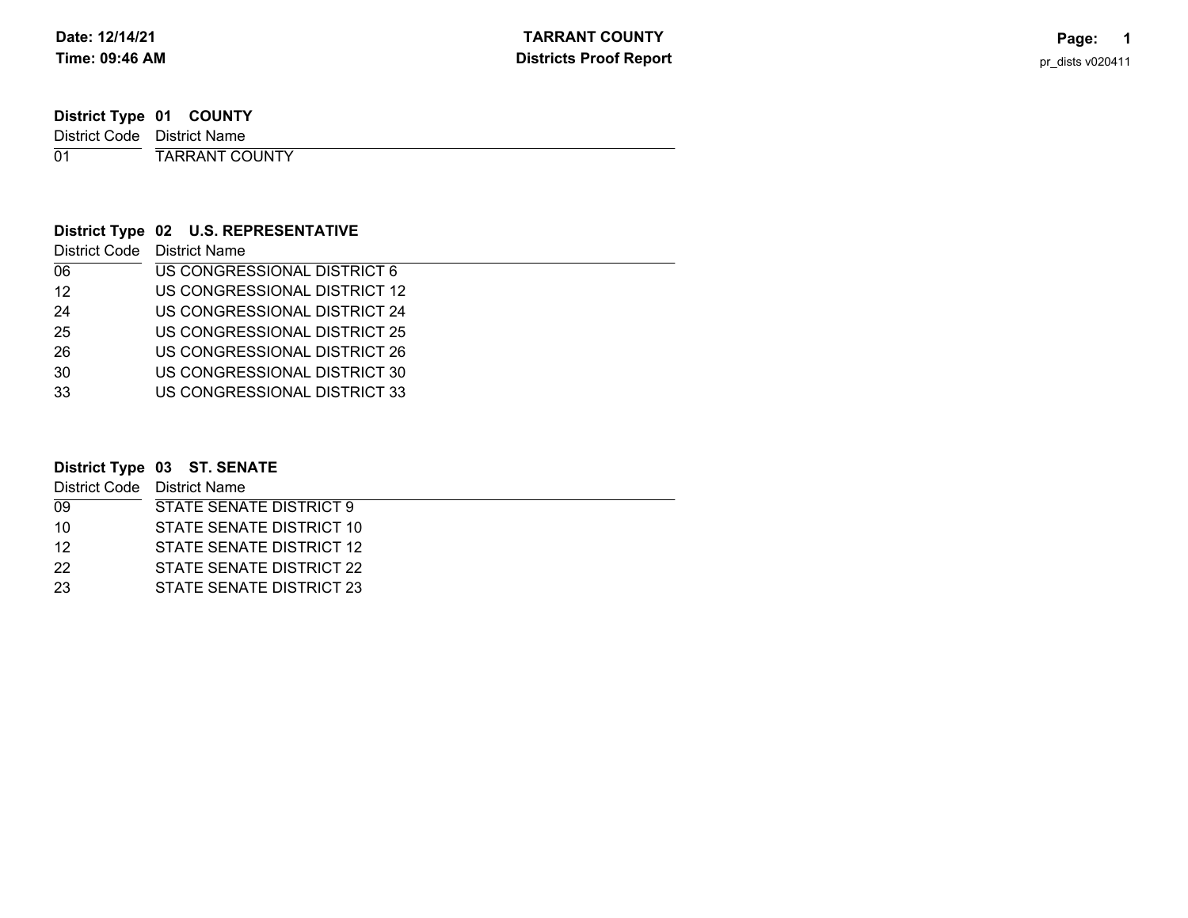Date: 12/14/21
Time: 09:46 AM

# TARRANT COUNTY
## Districts Proof Report

pr_dists v020411

### District Type 01 COUNTY

| District Code | District Name |
|---|---|
| 01 | TARRANT COUNTY |

### District Type 02 U.S. REPRESENTATIVE

| District Code | District Name |
|---|---|
| 06 | US CONGRESSIONAL DISTRICT 6 |
| 12 | US CONGRESSIONAL DISTRICT 12 |
| 24 | US CONGRESSIONAL DISTRICT 24 |
| 25 | US CONGRESSIONAL DISTRICT 25 |
| 26 | US CONGRESSIONAL DISTRICT 26 |
| 30 | US CONGRESSIONAL DISTRICT 30 |
| 33 | US CONGRESSIONAL DISTRICT 33 |

### District Type 03 ST. SENATE

| District Code | District Name |
|---|---|
| 09 | STATE SENATE DISTRICT 9 |
| 10 | STATE SENATE DISTRICT 10 |
| 12 | STATE SENATE DISTRICT 12 |
| 22 | STATE SENATE DISTRICT 22 |
| 23 | STATE SENATE DISTRICT 23 |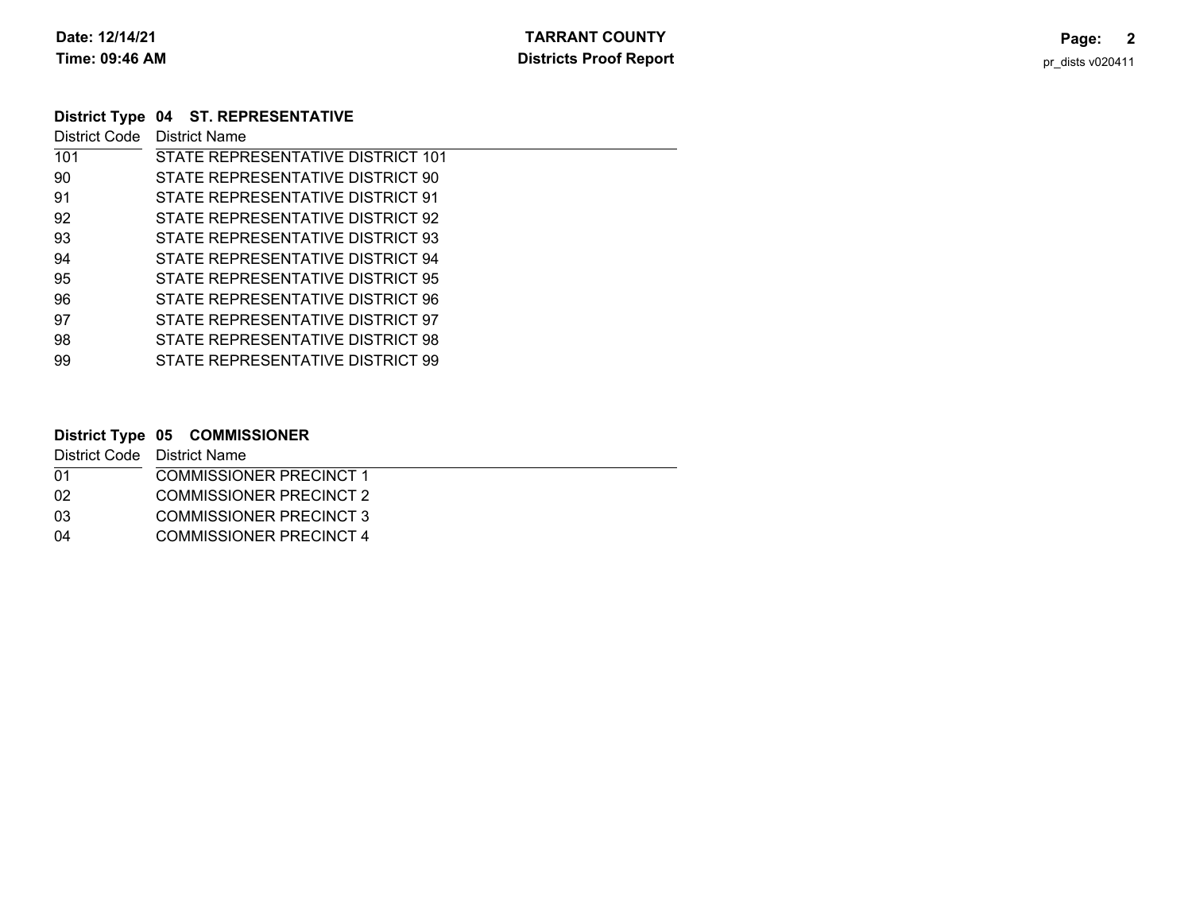**District Type 04 ST. REPRESENTATIVE**

| District Code | District Name |
|---|---|
| 101 | STATE REPRESENTATIVE DISTRICT 101 |
| 90 | STATE REPRESENTATIVE DISTRICT 90 |
| 91 | STATE REPRESENTATIVE DISTRICT 91 |
| 92 | STATE REPRESENTATIVE DISTRICT 92 |
| 93 | STATE REPRESENTATIVE DISTRICT 93 |
| 94 | STATE REPRESENTATIVE DISTRICT 94 |
| 95 | STATE REPRESENTATIVE DISTRICT 95 |
| 96 | STATE REPRESENTATIVE DISTRICT 96 |
| 97 | STATE REPRESENTATIVE DISTRICT 97 |
| 98 | STATE REPRESENTATIVE DISTRICT 98 |
| 99 | STATE REPRESENTATIVE DISTRICT 99 |

**District Type 05 COMMISSIONER**

| District Code | District Name |
|---|---|
| 01 | COMMISSIONER PRECINCT 1 |
| 02 | COMMISSIONER PRECINCT 2 |
| 03 | COMMISSIONER PRECINCT 3 |
| 04 | COMMISSIONER PRECINCT 4 |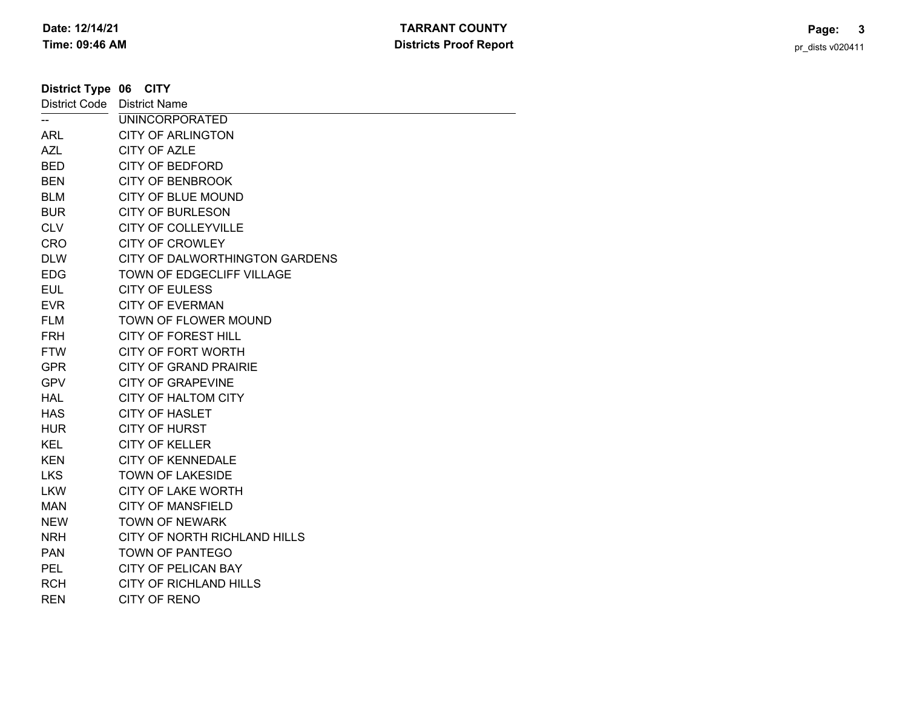**TARRANT COUNTY**
**Districts Proof Report**

**District Type 06 CITY**

| District Code | District Name |
|---|---|
| -- | UNINCORPORATED |
| ARL | CITY OF ARLINGTON |
| AZL | CITY OF AZLE |
| BED | CITY OF BEDFORD |
| BEN | CITY OF BENBROOK |
| BLM | CITY OF BLUE MOUND |
| BUR | CITY OF BURLESON |
| CLV | CITY OF COLLEYVILLE |
| CRO | CITY OF CROWLEY |
| DLW | CITY OF DALWORTHINGTON GARDENS |
| EDG | TOWN OF EDGECLIFF VILLAGE |
| EUL | CITY OF EULESS |
| EVR | CITY OF EVERMAN |
| FLM | TOWN OF FLOWER MOUND |
| FRH | CITY OF FOREST HILL |
| FTW | CITY OF FORT WORTH |
| GPR | CITY OF GRAND PRAIRIE |
| GPV | CITY OF GRAPEVINE |
| HAL | CITY OF HALTOM CITY |
| HAS | CITY OF HASLET |
| HUR | CITY OF HURST |
| KEL | CITY OF KELLER |
| KEN | CITY OF KENNEDALE |
| LKS | TOWN OF LAKESIDE |
| LKW | CITY OF LAKE WORTH |
| MAN | CITY OF MANSFIELD |
| NEW | TOWN OF NEWARK |
| NRH | CITY OF NORTH RICHLAND HILLS |
| PAN | TOWN OF PANTEGO |
| PEL | CITY OF PELICAN BAY |
| RCH | CITY OF RICHLAND HILLS |
| REN | CITY OF RENO |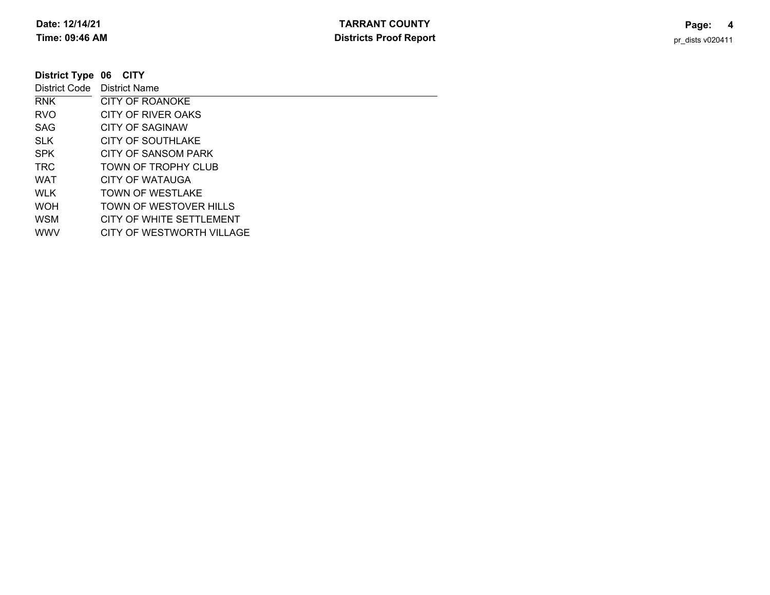**District Type 06 CITY**

| District Code | District Name |
| --- | --- |
| RNK | CITY OF ROANOKE |
| RVO | CITY OF RIVER OAKS |
| SAG | CITY OF SAGINAW |
| SLK | CITY OF SOUTHLAKE |
| SPK | CITY OF SANSOM PARK |
| TRC | TOWN OF TROPHY CLUB |
| WAT | CITY OF WATAUGA |
| WLK | TOWN OF WESTLAKE |
| WOH | TOWN OF WESTOVER HILLS |
| WSM | CITY OF WHITE SETTLEMENT |
| WWV | CITY OF WESTWORTH VILLAGE |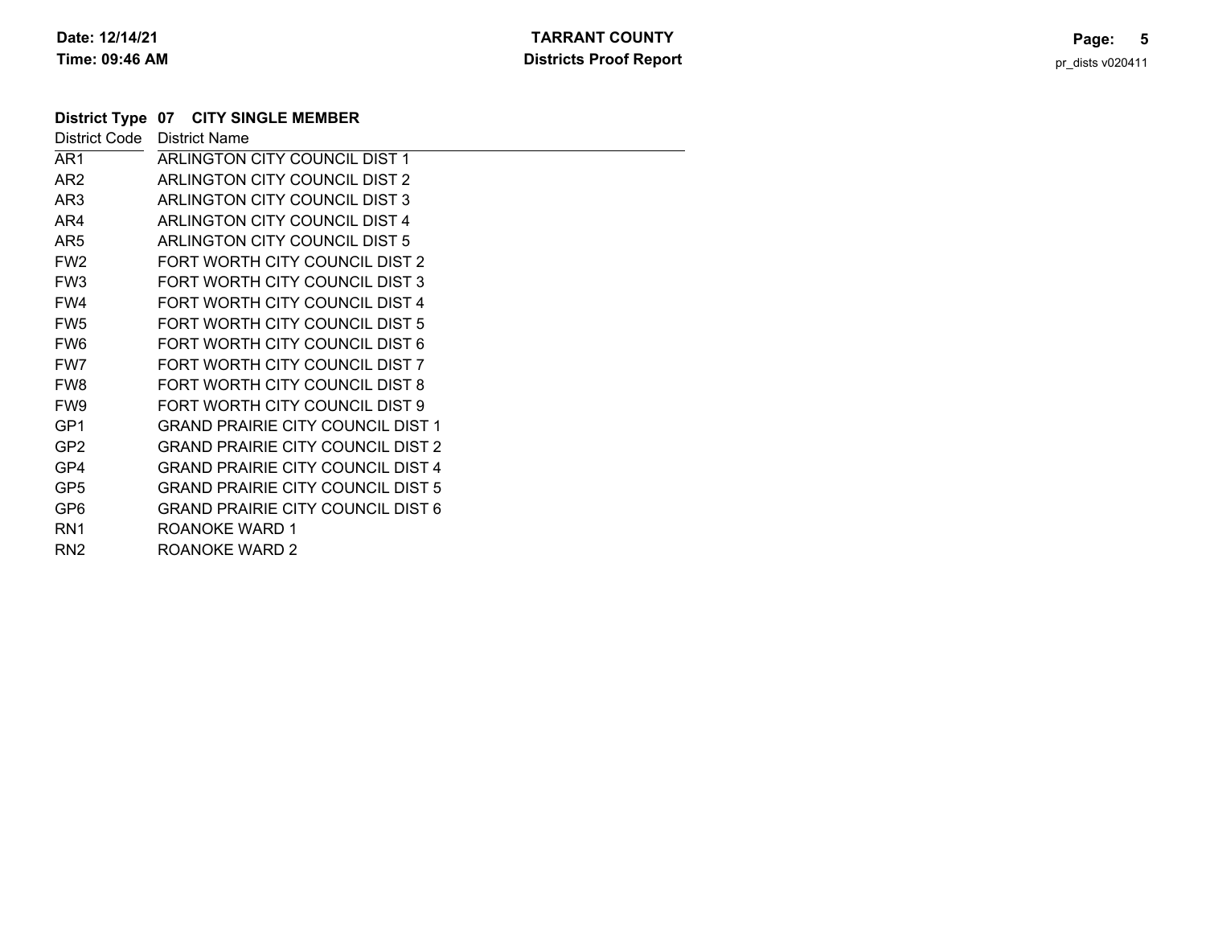**District Type 07 CITY SINGLE MEMBER**

| District Code | District Name |
|---|---|
| AR1 | ARLINGTON CITY COUNCIL DIST 1 |
| AR2 | ARLINGTON CITY COUNCIL DIST 2 |
| AR3 | ARLINGTON CITY COUNCIL DIST 3 |
| AR4 | ARLINGTON CITY COUNCIL DIST 4 |
| AR5 | ARLINGTON CITY COUNCIL DIST 5 |
| FW2 | FORT WORTH CITY COUNCIL DIST 2 |
| FW3 | FORT WORTH CITY COUNCIL DIST 3 |
| FW4 | FORT WORTH CITY COUNCIL DIST 4 |
| FW5 | FORT WORTH CITY COUNCIL DIST 5 |
| FW6 | FORT WORTH CITY COUNCIL DIST 6 |
| FW7 | FORT WORTH CITY COUNCIL DIST 7 |
| FW8 | FORT WORTH CITY COUNCIL DIST 8 |
| FW9 | FORT WORTH CITY COUNCIL DIST 9 |
| GP1 | GRAND PRAIRIE CITY COUNCIL DIST 1 |
| GP2 | GRAND PRAIRIE CITY COUNCIL DIST 2 |
| GP4 | GRAND PRAIRIE CITY COUNCIL DIST 4 |
| GP5 | GRAND PRAIRIE CITY COUNCIL DIST 5 |
| GP6 | GRAND PRAIRIE CITY COUNCIL DIST 6 |
| RN1 | ROANOKE WARD 1 |
| RN2 | ROANOKE WARD 2 |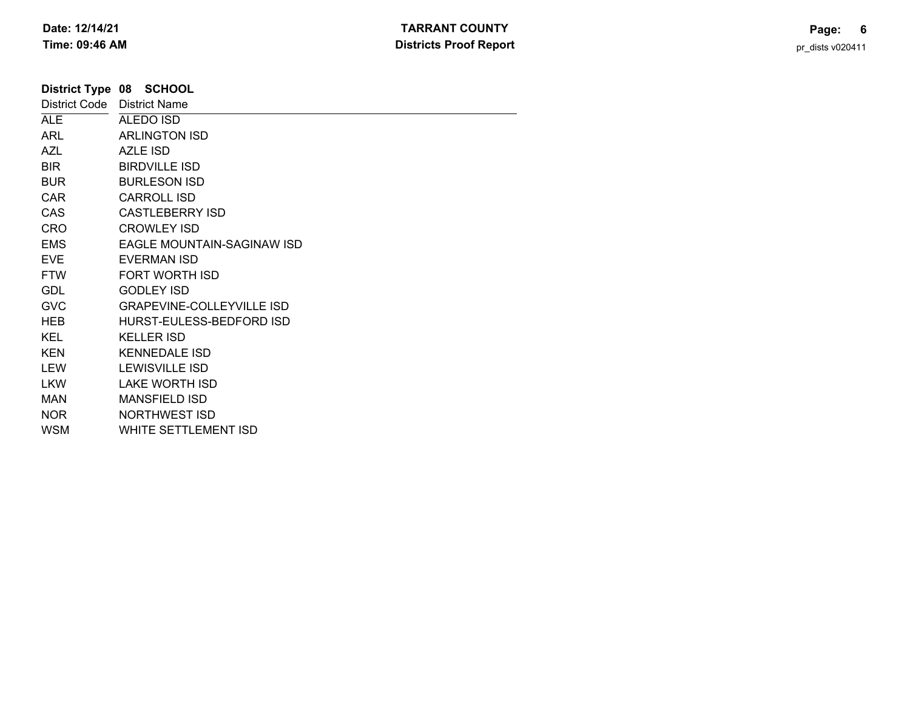**District Type 08 SCHOOL**

| District Code | District Name |
|---|---|
| ALE | ALEDO ISD |
| ARL | ARLINGTON ISD |
| AZL | AZLE ISD |
| BIR | BIRDVILLE ISD |
| BUR | BURLESON ISD |
| CAR | CARROLL ISD |
| CAS | CASTLEBERRY ISD |
| CRO | CROWLEY ISD |
| EMS | EAGLE MOUNTAIN-SAGINAW ISD |
| EVE | EVERMAN ISD |
| FTW | FORT WORTH ISD |
| GDL | GODLEY ISD |
| GVC | GRAPEVINE-COLLEYVILLE ISD |
| HEB | HURST-EULESS-BEDFORD ISD |
| KEL | KELLER ISD |
| KEN | KENNEDALE ISD |
| LEW | LEWISVILLE ISD |
| LKW | LAKE WORTH ISD |
| MAN | MANSFIELD ISD |
| NOR | NORTHWEST ISD |
| WSM | WHITE SETTLEMENT ISD |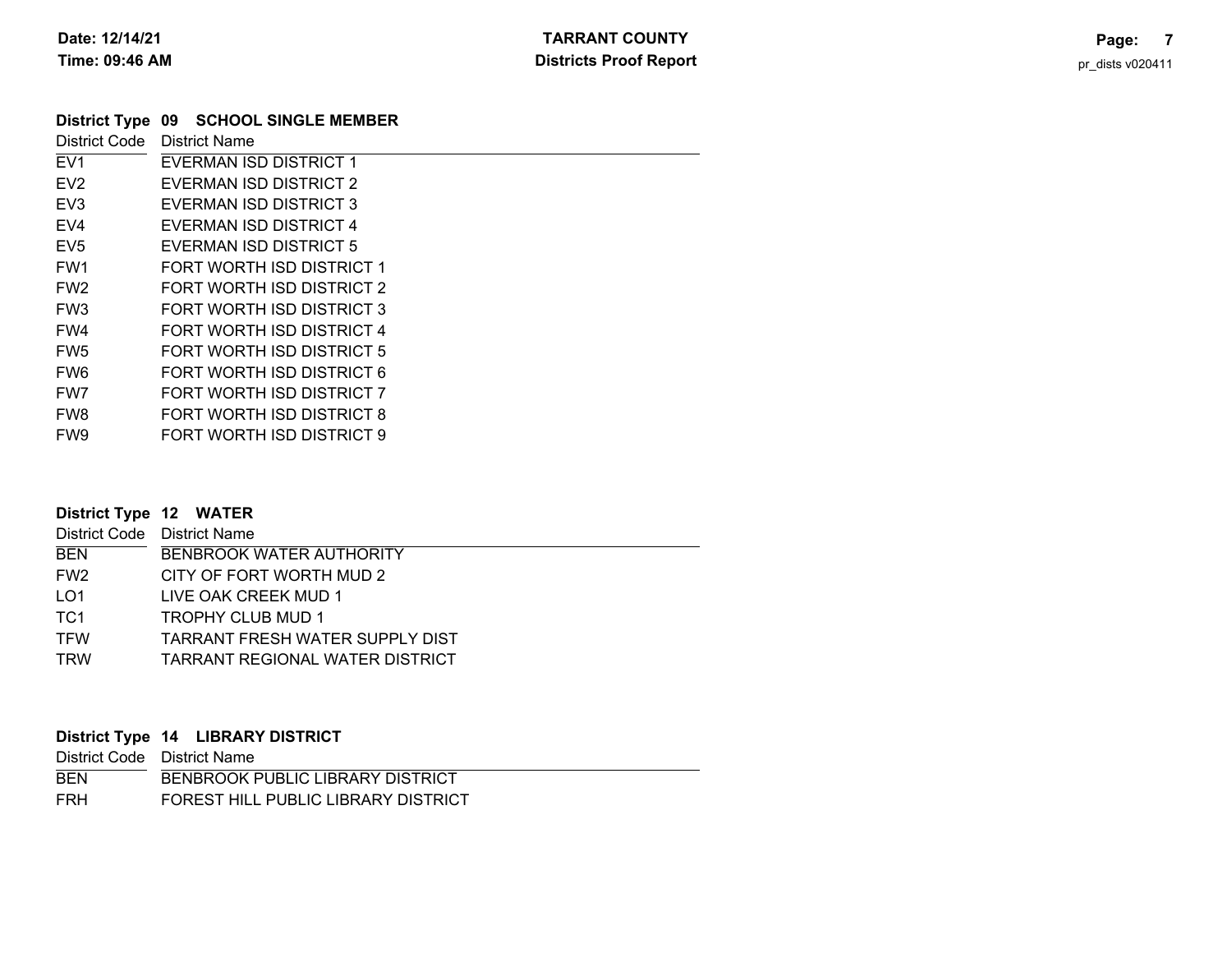**District Type 09 SCHOOL SINGLE MEMBER**

| District Code | District Name |
|---|---|
| EV1 | EVERMAN ISD DISTRICT 1 |
| EV2 | EVERMAN ISD DISTRICT 2 |
| EV3 | EVERMAN ISD DISTRICT 3 |
| EV4 | EVERMAN ISD DISTRICT 4 |
| EV5 | EVERMAN ISD DISTRICT 5 |
| FW1 | FORT WORTH ISD DISTRICT 1 |
| FW2 | FORT WORTH ISD DISTRICT 2 |
| FW3 | FORT WORTH ISD DISTRICT 3 |
| FW4 | FORT WORTH ISD DISTRICT 4 |
| FW5 | FORT WORTH ISD DISTRICT 5 |
| FW6 | FORT WORTH ISD DISTRICT 6 |
| FW7 | FORT WORTH ISD DISTRICT 7 |
| FW8 | FORT WORTH ISD DISTRICT 8 |
| FW9 | FORT WORTH ISD DISTRICT 9 |

**District Type 12 WATER**

| District Code | District Name |
|---|---|
| BEN | BENBROOK WATER AUTHORITY |
| FW2 | CITY OF FORT WORTH MUD 2 |
| LO1 | LIVE OAK CREEK MUD 1 |
| TC1 | TROPHY CLUB MUD 1 |
| TFW | TARRANT FRESH WATER SUPPLY DIST |
| TRW | TARRANT REGIONAL WATER DISTRICT |

**District Type 14 LIBRARY DISTRICT**

| District Code | District Name |
|---|---|
| BEN | BENBROOK PUBLIC LIBRARY DISTRICT |
| FRH | FOREST HILL PUBLIC LIBRARY DISTRICT |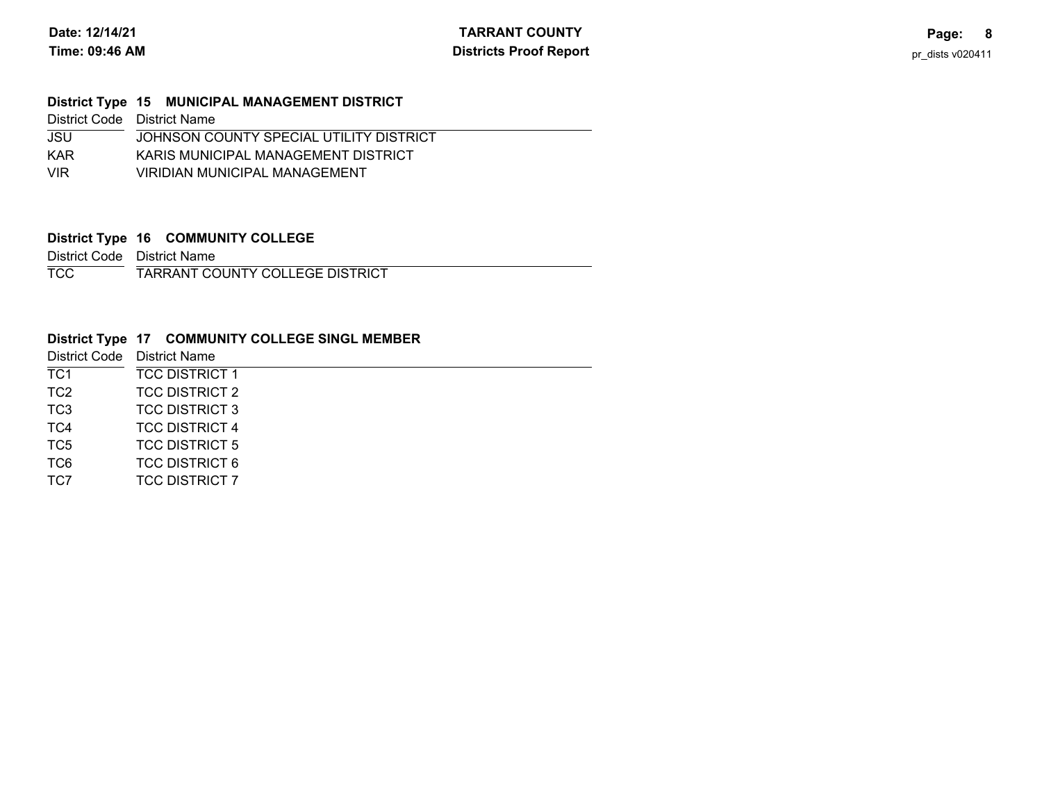### District Type 15 MUNICIPAL MANAGEMENT DISTRICT

| District Code | District Name |
| --- | --- |
| JSU | JOHNSON COUNTY SPECIAL UTILITY DISTRICT |
| KAR | KARIS MUNICIPAL MANAGEMENT DISTRICT |
| VIR | VIRIDIAN MUNICIPAL MANAGEMENT |

### District Type 16 COMMUNITY COLLEGE

| District Code | District Name |
| --- | --- |
| TCC | TARRANT COUNTY COLLEGE DISTRICT |

### District Type 17 COMMUNITY COLLEGE SINGL MEMBER

| District Code | District Name |
| --- | --- |
| TC1 | TCC DISTRICT 1 |
| TC2 | TCC DISTRICT 2 |
| TC3 | TCC DISTRICT 3 |
| TC4 | TCC DISTRICT 4 |
| TC5 | TCC DISTRICT 5 |
| TC6 | TCC DISTRICT 6 |
| TC7 | TCC DISTRICT 7 |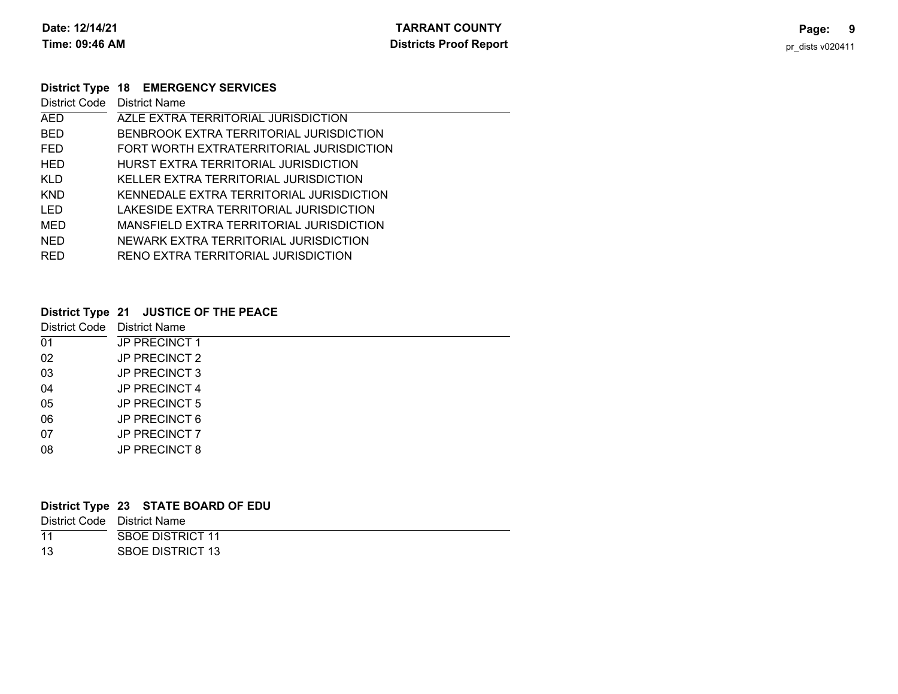## District Type 18 EMERGENCY SERVICES

| District Code | District Name |
| --- | --- |
| AED | AZLE EXTRA TERRITORIAL JURISDICTION |
| BED | BENBROOK EXTRA TERRITORIAL JURISDICTION |
| FED | FORT WORTH EXTRATERRITORIAL JURISDICTION |
| HED | HURST EXTRA TERRITORIAL JURISDICTION |
| KLD | KELLER EXTRA TERRITORIAL JURISDICTION |
| KND | KENNEDALE EXTRA TERRITORIAL JURISDICTION |
| LED | LAKESIDE EXTRA TERRITORIAL JURISDICTION |
| MED | MANSFIELD EXTRA TERRITORIAL JURISDICTION |
| NED | NEWARK EXTRA TERRITORIAL JURISDICTION |
| RED | RENO EXTRA TERRITORIAL JURISDICTION |

## District Type 21 JUSTICE OF THE PEACE

| District Code | District Name |
| --- | --- |
| 01 | JP PRECINCT 1 |
| 02 | JP PRECINCT 2 |
| 03 | JP PRECINCT 3 |
| 04 | JP PRECINCT 4 |
| 05 | JP PRECINCT 5 |
| 06 | JP PRECINCT 6 |
| 07 | JP PRECINCT 7 |
| 08 | JP PRECINCT 8 |

## District Type 23 STATE BOARD OF EDU

| District Code | District Name |
| --- | --- |
| 11 | SBOE DISTRICT 11 |
| 13 | SBOE DISTRICT 13 |